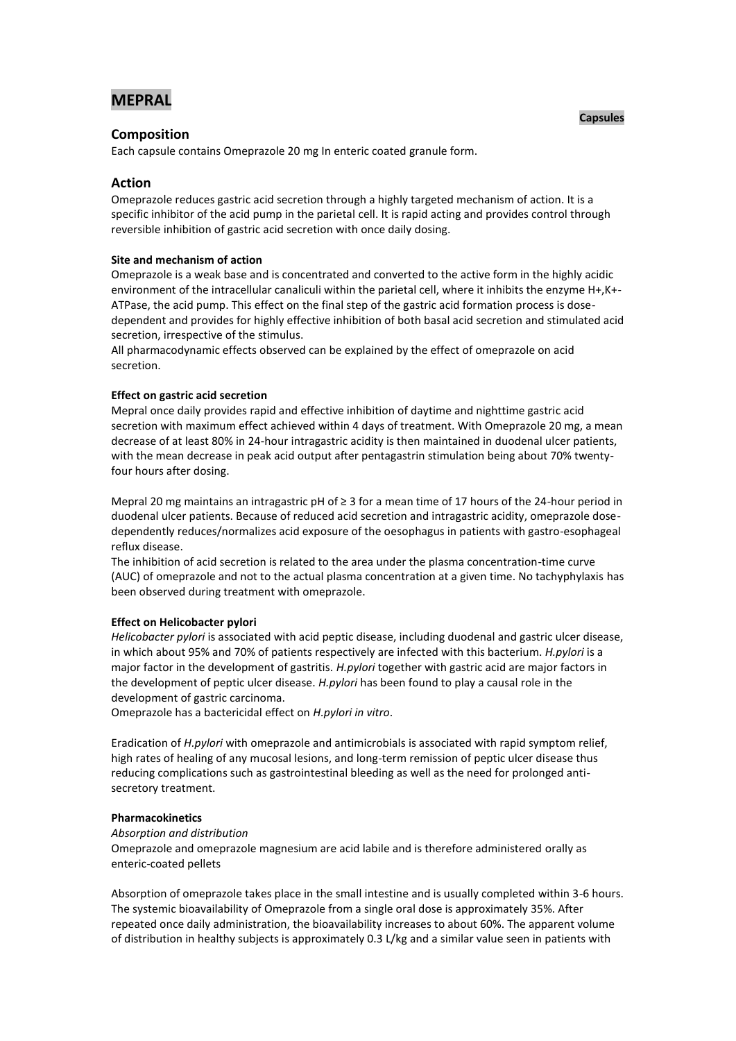# MEPRAL

**Capsules**

## Composition

Each capsule contains Omeprazole 20 mg In enteric coated granule form.

## Action

Omeprazole reduces gastric acid secretion through a highly targeted mechanism of action. It is a specific inhibitor of the acid pump in the parietal cell. It is rapid acting and provides control through reversible inhibition of gastric acid secretion with once daily dosing.

**Site and mechanism of action**

Omeprazole is a weak base and is concentrated and converted to the active form in the highly acidic environment of the intracellular canaliculi within the parietal cell, where it inhibits the enzyme $H^+,K^+$-ATPase, the acid pump. This effect on the final step of the gastric acid formation process is dose-dependent and provides for highly effective inhibition of both basal acid secretion and stimulated acid secretion, irrespective of the stimulus.

All pharmacodynamic effects observed can be explained by the effect of omeprazole on acid secretion.

**Effect on gastric acid secretion**

Mepral once daily provides rapid and effective inhibition of daytime and nighttime gastric acid secretion with maximum effect achieved within 4 days of treatment. With Omeprazole 20 mg, a mean decrease of at least 80% in 24-hour intragastric acidity is then maintained in duodenal ulcer patients, with the mean decrease in peak acid output after pentagastrin stimulation being about 70% twenty-four hours after dosing.

Mepral 20 mg maintains an intragastric pH of $\geq 3$ for a mean time of 17 hours of the 24-hour period in duodenal ulcer patients. Because of reduced acid secretion and intragastric acidity, omeprazole dose-dependently reduces/normalizes acid exposure of the oesophagus in patients with gastro-esophageal reflux disease.

The inhibition of acid secretion is related to the area under the plasma concentration-time curve (AUC) of omeprazole and not to the actual plasma concentration at a given time. No tachyphylaxis has been observed during treatment with omeprazole.

**Effect on Helicobacter pylori**

*Helicobacter pylori* is associated with acid peptic disease, including duodenal and gastric ulcer disease, in which about 95% and 70% of patients respectively are infected with this bacterium. *H.pylori* is a major factor in the development of gastritis. *H.pylori* together with gastric acid are major factors in the development of peptic ulcer disease. *H.pylori* has been found to play a causal role in the development of gastric carcinoma.

Omeprazole has a bactericidal effect on *H.pylori in vitro*.

Eradication of *H.pylori* with omeprazole and antimicrobials is associated with rapid symptom relief, high rates of healing of any mucosal lesions, and long-term remission of peptic ulcer disease thus reducing complications such as gastrointestinal bleeding as well as the need for prolonged anti-secretory treatment.

**Pharmacokinetics**

*Absorption and distribution*

Omeprazole and omeprazole magnesium are acid labile and is therefore administered orally as enteric-coated pellets

Absorption of omeprazole takes place in the small intestine and is usually completed within 3-6 hours. The systemic bioavailability of Omeprazole from a single oral dose is approximately 35%. After repeated once daily administration, the bioavailability increases to about 60%. The apparent volume of distribution in healthy subjects is approximately 0.3 L/kg and a similar value seen in patients with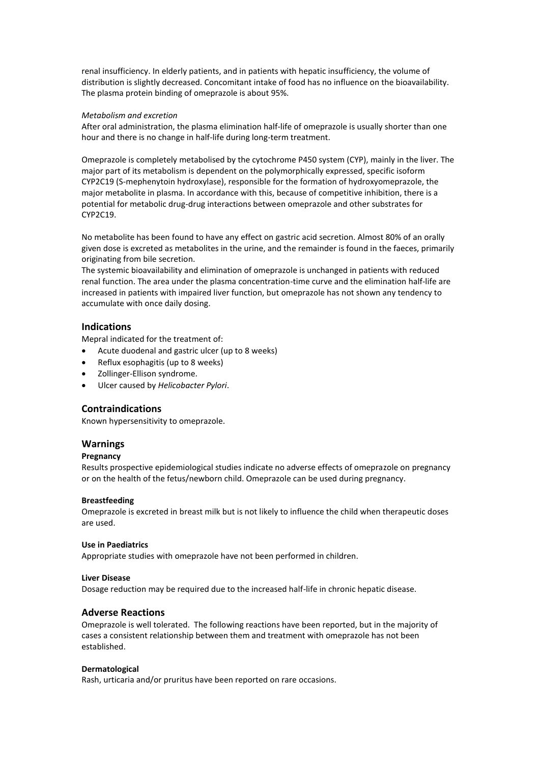renal insufficiency. In elderly patients, and in patients with hepatic insufficiency, the volume of distribution is slightly decreased. Concomitant intake of food has no influence on the bioavailability. The plasma protein binding of omeprazole is about 95%.

*Metabolism and excretion*

After oral administration, the plasma elimination half-life of omeprazole is usually shorter than one hour and there is no change in half-life during long-term treatment.

Omeprazole is completely metabolised by the cytochrome P450 system (CYP), mainly in the liver. The major part of its metabolism is dependent on the polymorphically expressed, specific isoform CYP2C19 (S-mephenytoin hydroxylase), responsible for the formation of hydroxyomeprazole, the major metabolite in plasma. In accordance with this, because of competitive inhibition, there is a potential for metabolic drug-drug interactions between omeprazole and other substrates for CYP2C19.

No metabolite has been found to have any effect on gastric acid secretion. Almost 80% of an orally given dose is excreted as metabolites in the urine, and the remainder is found in the faeces, primarily originating from bile secretion.
The systemic bioavailability and elimination of omeprazole is unchanged in patients with reduced renal function. The area under the plasma concentration-time curve and the elimination half-life are increased in patients with impaired liver function, but omeprazole has not shown any tendency to accumulate with once daily dosing.

## Indications

Mepral indicated for the treatment of:

- Acute duodenal and gastric ulcer (up to 8 weeks)
- Reflux esophagitis (up to 8 weeks)
- Zollinger-Ellison syndrome.
- Ulcer caused by *Helicobacter Pylori*.

## Contraindications

Known hypersensitivity to omeprazole.

## Warnings

### Pregnancy

Results prospective epidemiological studies indicate no adverse effects of omeprazole on pregnancy or on the health of the fetus/newborn child. Omeprazole can be used during pregnancy.

### Breastfeeding

Omeprazole is excreted in breast milk but is not likely to influence the child when therapeutic doses are used.

### Use in Paediatrics

Appropriate studies with omeprazole have not been performed in children.

### Liver Disease

Dosage reduction may be required due to the increased half-life in chronic hepatic disease.

## Adverse Reactions

Omeprazole is well tolerated. The following reactions have been reported, but in the majority of cases a consistent relationship between them and treatment with omeprazole has not been established.

### Dermatological

Rash, urticaria and/or pruritus have been reported on rare occasions.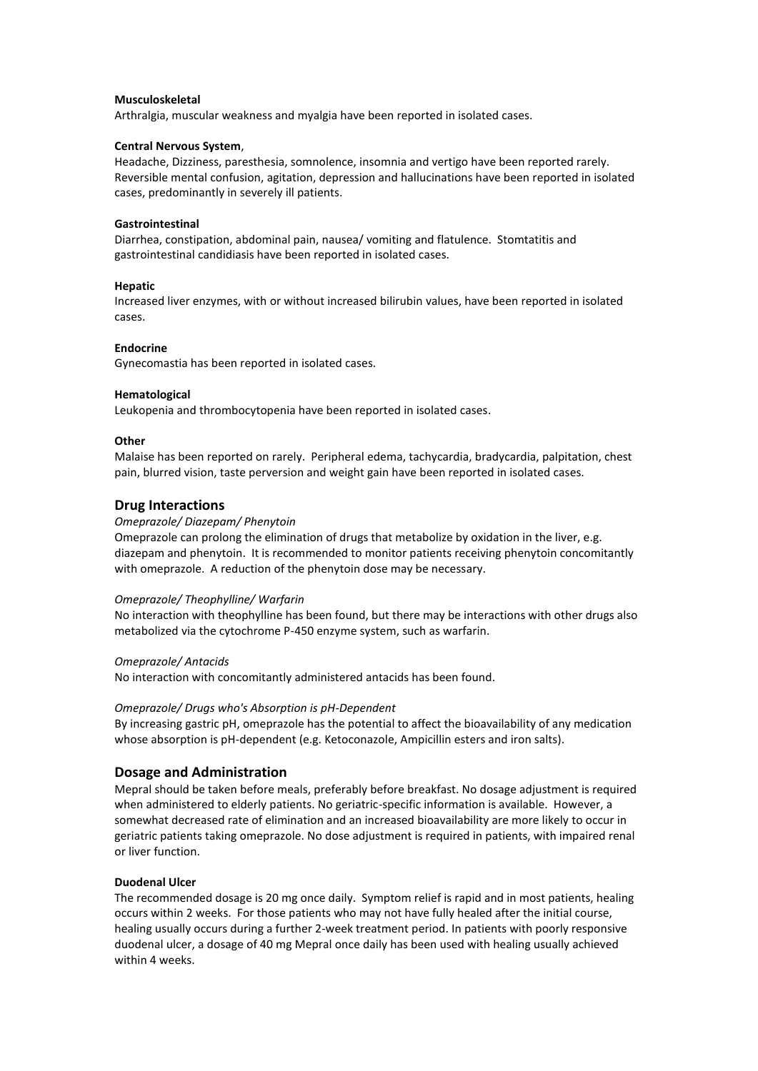**Musculoskeletal**

Arthralgia, muscular weakness and myalgia have been reported in isolated cases.

**Central Nervous System**,

Headache, Dizziness, paresthesia, somnolence, insomnia and vertigo have been reported rarely. Reversible mental confusion, agitation, depression and hallucinations have been reported in isolated cases, predominantly in severely ill patients.

**Gastrointestinal**

Diarrhea, constipation, abdominal pain, nausea/ vomiting and flatulence. Stomtatitis and gastrointestinal candidiasis have been reported in isolated cases.

**Hepatic**

Increased liver enzymes, with or without increased bilirubin values, have been reported in isolated cases.

**Endocrine**

Gynecomastia has been reported in isolated cases.

**Hematological**

Leukopenia and thrombocytopenia have been reported in isolated cases.

**Other**

Malaise has been reported on rarely. Peripheral edema, tachycardia, bradycardia, palpitation, chest pain, blurred vision, taste perversion and weight gain have been reported in isolated cases.

## Drug Interactions

*Omeprazole/ Diazepam/ Phenytoin*

Omeprazole can prolong the elimination of drugs that metabolize by oxidation in the liver, e.g. diazepam and phenytoin. It is recommended to monitor patients receiving phenytoin concomitantly with omeprazole. A reduction of the phenytoin dose may be necessary.

*Omeprazole/ Theophylline/ Warfarin*

No interaction with theophylline has been found, but there may be interactions with other drugs also metabolized via the cytochrome P-450 enzyme system, such as warfarin.

*Omeprazole/ Antacids*

No interaction with concomitantly administered antacids has been found.

*Omeprazole/ Drugs who's Absorption is pH-Dependent*

By increasing gastric pH, omeprazole has the potential to affect the bioavailability of any medication whose absorption is pH-dependent (e.g. Ketoconazole, Ampicillin esters and iron salts).

## Dosage and Administration

Mepral should be taken before meals, preferably before breakfast. No dosage adjustment is required when administered to elderly patients. No geriatric-specific information is available. However, a somewhat decreased rate of elimination and an increased bioavailability are more likely to occur in geriatric patients taking omeprazole. No dose adjustment is required in patients, with impaired renal or liver function.

**Duodenal Ulcer**

The recommended dosage is 20 mg once daily. Symptom relief is rapid and in most patients, healing occurs within 2 weeks. For those patients who may not have fully healed after the initial course, healing usually occurs during a further 2-week treatment period. In patients with poorly responsive duodenal ulcer, a dosage of 40 mg Mepral once daily has been used with healing usually achieved within 4 weeks.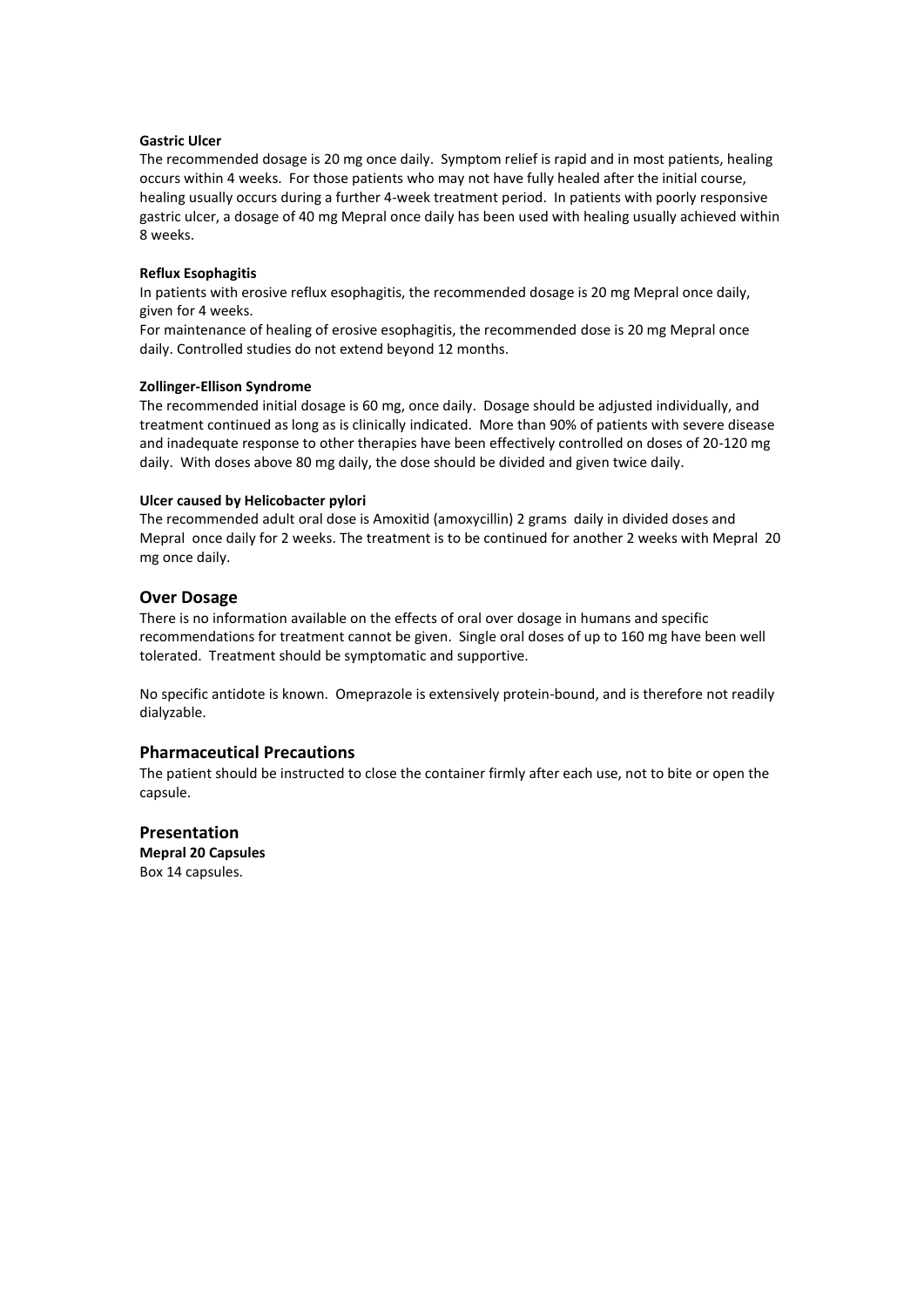#### Gastric Ulcer

The recommended dosage is 20 mg once daily. Symptom relief is rapid and in most patients, healing occurs within 4 weeks. For those patients who may not have fully healed after the initial course, healing usually occurs during a further 4-week treatment period. In patients with poorly responsive gastric ulcer, a dosage of 40 mg Mepral once daily has been used with healing usually achieved within 8 weeks.

#### Reflux Esophagitis

In patients with erosive reflux esophagitis, the recommended dosage is 20 mg Mepral once daily, given for 4 weeks.

For maintenance of healing of erosive esophagitis, the recommended dose is 20 mg Mepral once daily. Controlled studies do not extend beyond 12 months.

#### Zollinger-Ellison Syndrome

The recommended initial dosage is 60 mg, once daily. Dosage should be adjusted individually, and treatment continued as long as is clinically indicated. More than 90% of patients with severe disease and inadequate response to other therapies have been effectively controlled on doses of 20-120 mg daily. With doses above 80 mg daily, the dose should be divided and given twice daily.

#### Ulcer caused by Helicobacter pylori

The recommended adult oral dose is Amoxitid (amoxycillin) 2 grams daily in divided doses and Mepral once daily for 2 weeks. The treatment is to be continued for another 2 weeks with Mepral 20 mg once daily.

## Over Dosage

There is no information available on the effects of oral over dosage in humans and specific recommendations for treatment cannot be given. Single oral doses of up to 160 mg have been well tolerated. Treatment should be symptomatic and supportive.

No specific antidote is known. Omeprazole is extensively protein-bound, and is therefore not readily dialyzable.

## Pharmaceutical Precautions

The patient should be instructed to close the container firmly after each use, not to bite or open the capsule.

## Presentation

**Mepral 20 Capsules**

Box 14 capsules.